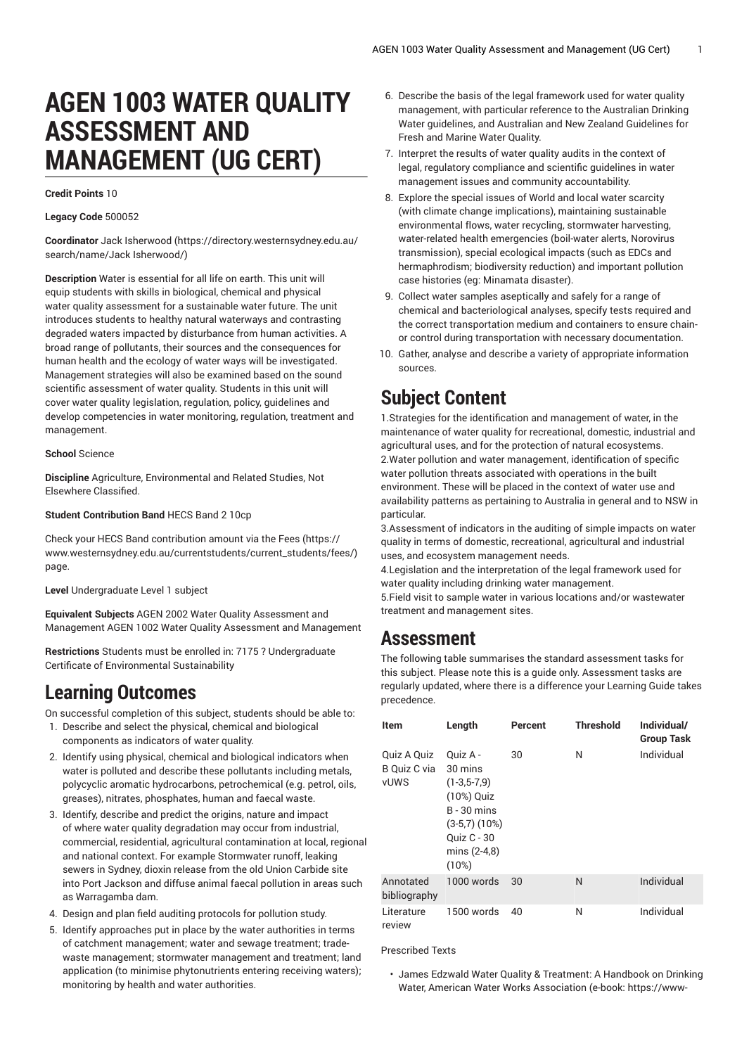# AGEN 1003 WATER QUALITY ASSESSMENT AND MANAGEMENT (UG CERT)

**Credit Points** 10

**Legacy Code** 500052

**Coordinator** Jack Isherwood (https://directory.westernsydney.edu.au/search/name/Jack Isherwood/)

**Description** Water is essential for all life on earth. This unit will equip students with skills in biological, chemical and physical water quality assessment for a sustainable water future. The unit introduces students to healthy natural waterways and contrasting degraded waters impacted by disturbance from human activities. A broad range of pollutants, their sources and the consequences for human health and the ecology of water ways will be investigated. Management strategies will also be examined based on the sound scientific assessment of water quality. Students in this unit will cover water quality legislation, regulation, policy, guidelines and develop competencies in water monitoring, regulation, treatment and management.

**School** Science

**Discipline** Agriculture, Environmental and Related Studies, Not Elsewhere Classified.

**Student Contribution Band** HECS Band 2 10cp

Check your HECS Band contribution amount via the Fees (https://www.westernsydney.edu.au/currentstudents/current_students/fees/) page.

**Level** Undergraduate Level 1 subject

**Equivalent Subjects** AGEN 2002 Water Quality Assessment and Management AGEN 1002 Water Quality Assessment and Management

**Restrictions** Students must be enrolled in: 7175 ? Undergraduate Certificate of Environmental Sustainability

## Learning Outcomes

On successful completion of this subject, students should be able to:

1. Describe and select the physical, chemical and biological components as indicators of water quality.
2. Identify using physical, chemical and biological indicators when water is polluted and describe these pollutants including metals, polycyclic aromatic hydrocarbons, petrochemical (e.g. petrol, oils, greases), nitrates, phosphates, human and faecal waste.
3. Identify, describe and predict the origins, nature and impact of where water quality degradation may occur from industrial, commercial, residential, agricultural contamination at local, regional and national context. For example Stormwater runoff, leaking sewers in Sydney, dioxin release from the old Union Carbide site into Port Jackson and diffuse animal faecal pollution in areas such as Warragamba dam.
4. Design and plan field auditing protocols for pollution study.
5. Identify approaches put in place by the water authorities in terms of catchment management; water and sewage treatment; trade-waste management; stormwater management and treatment; land application (to minimise phytonutrients entering receiving waters); monitoring by health and water authorities.
6. Describe the basis of the legal framework used for water quality management, with particular reference to the Australian Drinking Water guidelines, and Australian and New Zealand Guidelines for Fresh and Marine Water Quality.
7. Interpret the results of water quality audits in the context of legal, regulatory compliance and scientific guidelines in water management issues and community accountability.
8. Explore the special issues of World and local water scarcity (with climate change implications), maintaining sustainable environmental flows, water recycling, stormwater harvesting, water-related health emergencies (boil-water alerts, Norovirus transmission), special ecological impacts (such as EDCs and hermaphrodism; biodiversity reduction) and important pollution case histories (eg: Minamata disaster).
9. Collect water samples aseptically and safely for a range of chemical and bacteriological analyses, specify tests required and the correct transportation medium and containers to ensure chain-or control during transportation with necessary documentation.
10. Gather, analyse and describe a variety of appropriate information sources.

## Subject Content

1.Strategies for the identification and management of water, in the maintenance of water quality for recreational, domestic, industrial and agricultural uses, and for the protection of natural ecosystems.
2.Water pollution and water management, identification of specific water pollution threats associated with operations in the built environment. These will be placed in the context of water use and availability patterns as pertaining to Australia in general and to NSW in particular.
3.Assessment of indicators in the auditing of simple impacts on water quality in terms of domestic, recreational, agricultural and industrial uses, and ecosystem management needs.
4.Legislation and the interpretation of the legal framework used for water quality including drinking water management.
5.Field visit to sample water in various locations and/or wastewater treatment and management sites.

## Assessment

The following table summarises the standard assessment tasks for this subject. Please note this is a guide only. Assessment tasks are regularly updated, where there is a difference your Learning Guide takes precedence.

| Item | Length | Percent | Threshold | Individual/ Group Task |
|---|---|---|---|---|
| Quiz A Quiz B Quiz C via vUWS | Quiz A - 30 mins (1-3,5-7,9) (10%) Quiz B - 30 mins (3-5,7) (10%) Quiz C - 30 mins (2-4,8) (10%) | 30 | N | Individual |
| Annotated bibliography | 1000 words | 30 | N | Individual |
| Literature review | 1500 words | 40 | N | Individual |

Prescribed Texts

- James Edzwald Water Quality & Treatment: A Handbook on Drinking Water, American Water Works Association (e-book: https://www-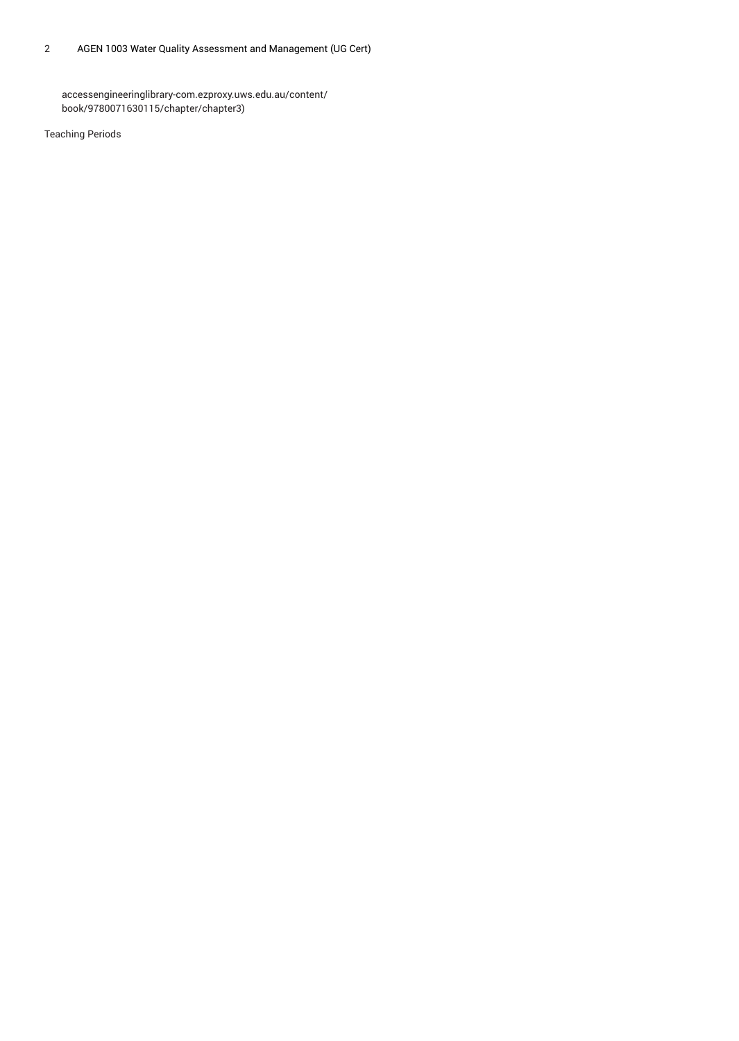accessengineeringlibrary-com.ezproxy.uws.edu.au/content/
book/9780071630115/chapter/chapter3)

Teaching Periods